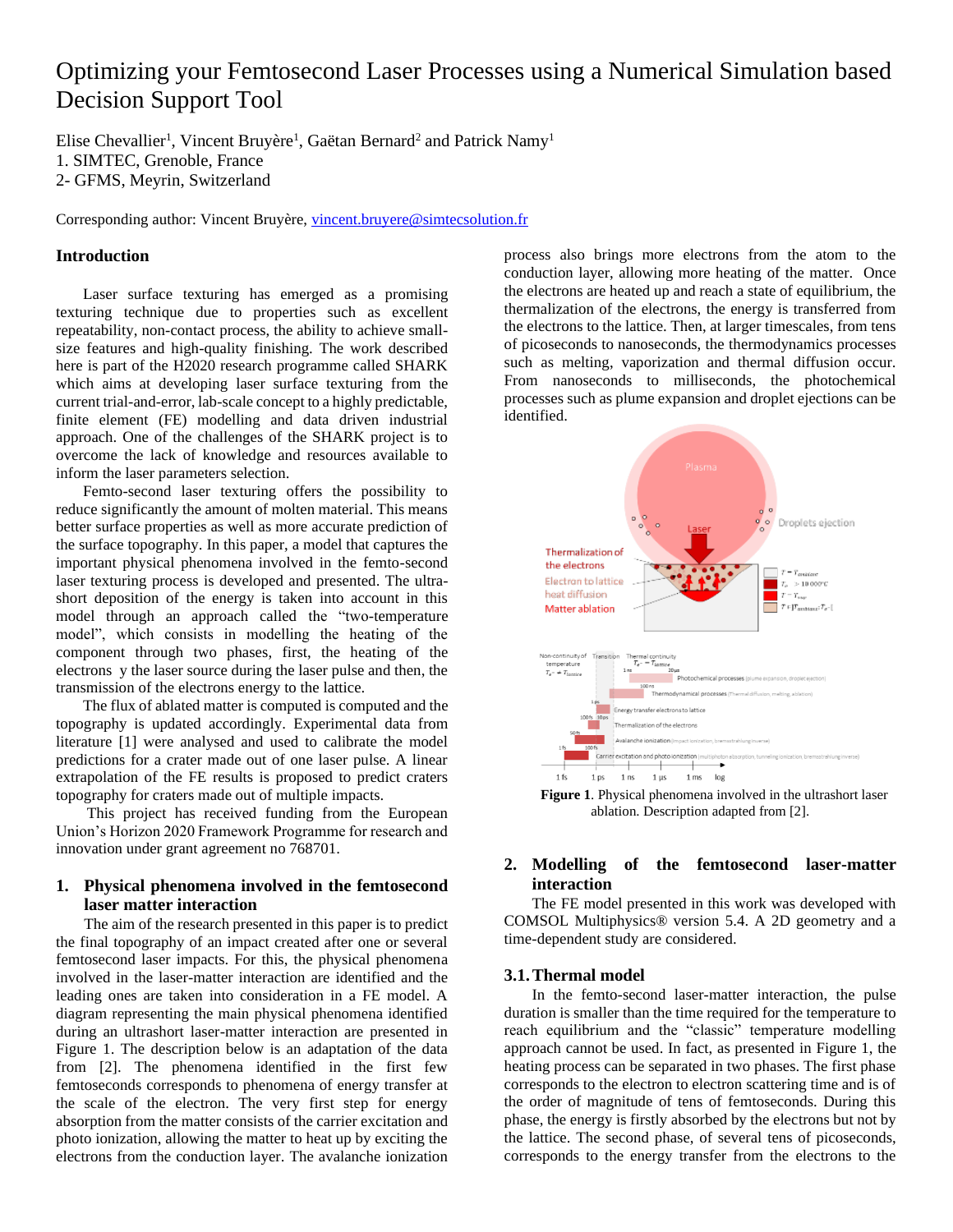# Optimizing your Femtosecond Laser Processes using a Numerical Simulation based Decision Support Tool

Elise Chevallier[1], Vincent Bruyère[1], Gaëtan Bernard[2] and Patrick Namy[1]
1. SIMTEC, Grenoble, France
2- GFMS, Meyrin, Switzerland

Corresponding author: Vincent Bruyère, vincent.bruyere@simtecsolution.fr

## Introduction

Laser surface texturing has emerged as a promising texturing technique due to properties such as excellent repeatability, non-contact process, the ability to achieve small-size features and high-quality finishing. The work described here is part of the H2020 research programme called SHARK which aims at developing laser surface texturing from the current trial-and-error, lab-scale concept to a highly predictable, finite element (FE) modelling and data driven industrial approach. One of the challenges of the SHARK project is to overcome the lack of knowledge and resources available to inform the laser parameters selection.

Femto-second laser texturing offers the possibility to reduce significantly the amount of molten material. This means better surface properties as well as more accurate prediction of the surface topography. In this paper, a model that captures the important physical phenomena involved in the femto-second laser texturing process is developed and presented. The ultra-short deposition of the energy is taken into account in this model through an approach called the "two-temperature model", which consists in modelling the heating of the component through two phases, first, the heating of the electrons y the laser source during the laser pulse and then, the transmission of the electrons energy to the lattice.

The flux of ablated matter is computed is computed and the topography is updated accordingly. Experimental data from literature [1] were analysed and used to calibrate the model predictions for a crater made out of one laser pulse. A linear extrapolation of the FE results is proposed to predict craters topography for craters made out of multiple impacts.

This project has received funding from the European Union's Horizon 2020 Framework Programme for research and innovation under grant agreement no 768701.

## 1. Physical phenomena involved in the femtosecond laser matter interaction

The aim of the research presented in this paper is to predict the final topography of an impact created after one or several femtosecond laser impacts. For this, the physical phenomena involved in the laser-matter interaction are identified and the leading ones are taken into consideration in a FE model. A diagram representing the main physical phenomena identified during an ultrashort laser-matter interaction are presented in Figure 1. The description below is an adaptation of the data from [2]. The phenomena identified in the first few femtoseconds corresponds to phenomena of energy transfer at the scale of the electron. The very first step for energy absorption from the matter consists of the carrier excitation and photo ionization, allowing the matter to heat up by exciting the electrons from the conduction layer. The avalanche ionization process also brings more electrons from the atom to the conduction layer, allowing more heating of the matter. Once the electrons are heated up and reach a state of equilibrium, the thermalization of the electrons, the energy is transferred from the electrons to the lattice. Then, at larger timescales, from tens of picoseconds to nanoseconds, the thermodynamics processes such as melting, vaporization and thermal diffusion occur. From nanoseconds to milliseconds, the photochemical processes such as plume expansion and droplet ejections can be identified.

**Figure 1**. Physical phenomena involved in the ultrashort laser ablation. Description adapted from [2].

## 2. Modelling of the femtosecond laser-matter interaction

The FE model presented in this work was developed with COMSOL Multiphysics® version 5.4. A 2D geometry and a time-dependent study are considered.

### 3.1. Thermal model

In the femto-second laser-matter interaction, the pulse duration is smaller than the time required for the temperature to reach equilibrium and the "classic" temperature modelling approach cannot be used. In fact, as presented in Figure 1, the heating process can be separated in two phases. The first phase corresponds to the electron to electron scattering time and is of the order of magnitude of tens of femtoseconds. During this phase, the energy is firstly absorbed by the electrons but not by the lattice. The second phase, of several tens of picoseconds, corresponds to the energy transfer from the electrons to the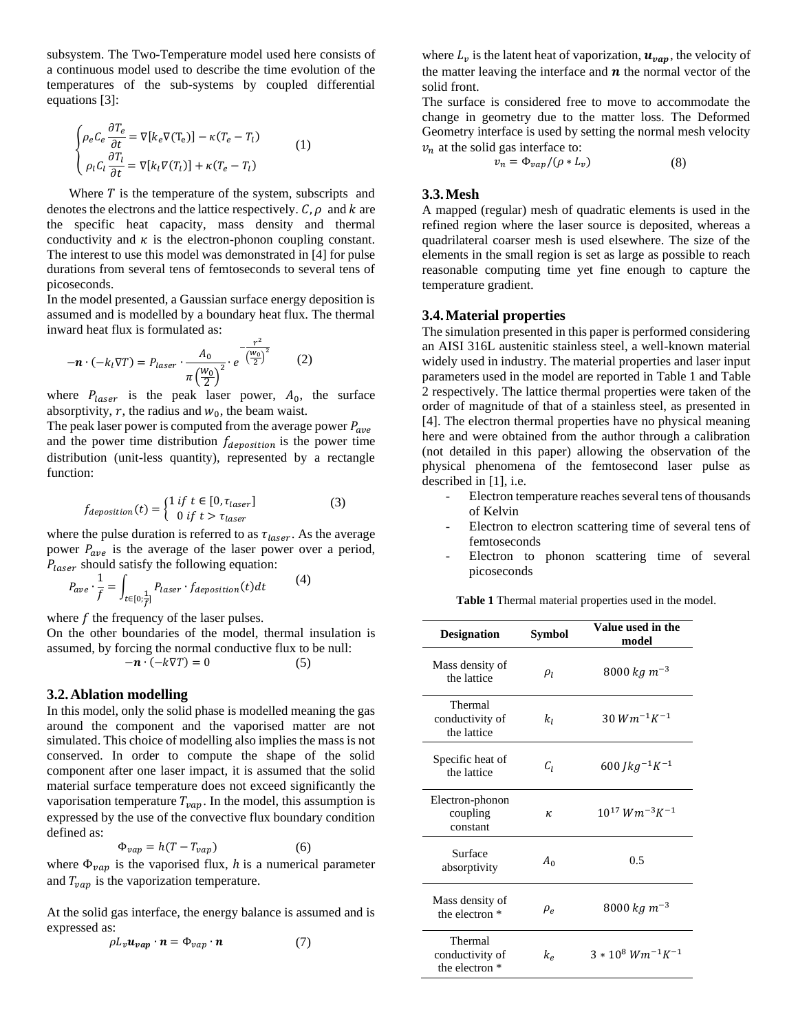subsystem. The Two-Temperature model used here consists of a continuous model used to describe the time evolution of the temperatures of the sub-systems by coupled differential equations [3]:

$$\begin{cases} \rho_e C_e \dfrac{\partial T_e}{\partial t} = \nabla[k_e \nabla(T_e)] - \kappa(T_e - T_l) \\ \rho_l C_l \dfrac{\partial T_l}{\partial t} = \nabla[k_l \nabla(T_l)] + \kappa(T_e - T_l) \end{cases} \quad (1)$$

Where $T$ is the temperature of the system, subscripts and denotes the electrons and the lattice respectively. $C, \rho$ and $k$ are the specific heat capacity, mass density and thermal conductivity and $\kappa$ is the electron-phonon coupling constant. The interest to use this model was demonstrated in [4] for pulse durations from several tens of femtoseconds to several tens of picoseconds.

In the model presented, a Gaussian surface energy deposition is assumed and is modelled by a boundary heat flux. The thermal inward heat flux is formulated as:

$$-\boldsymbol{n} \cdot (-k_l \nabla T) = P_{laser} \cdot \frac{A_0}{\pi \left(\frac{w_0}{2}\right)^2} \cdot e^{-\frac{r^2}{\left(\frac{w_0}{2}\right)^2}} \quad (2)$$

where $P_{laser}$ is the peak laser power, $A_0$, the surface absorptivity, $r$, the radius and $w_0$, the beam waist.

The peak laser power is computed from the average power $P_{ave}$ and the power time distribution $f_{deposition}$ is the power time distribution (unit-less quantity), represented by a rectangle function:

$$f_{deposition}(t) = \begin{cases} 1 \; if \; t \in [0, \tau_{laser}] \\ 0 \; if \; t > \tau_{laser} \end{cases} \quad (3)$$

where the pulse duration is referred to as $\tau_{laser}$. As the average power $P_{ave}$ is the average of the laser power over a period, $P_{laser}$ should satisfy the following equation:

$$P_{ave} \cdot \frac{1}{f} = \int_{t \in [0; \frac{1}{f}]} P_{laser} \cdot f_{deposition}(t) dt \quad (4)$$

where $f$ the frequency of the laser pulses.

On the other boundaries of the model, thermal insulation is assumed, by forcing the normal conductive flux to be null:

$$-\boldsymbol{n} \cdot (-k \nabla T) = 0 \quad (5)$$

## 3.2. Ablation modelling

In this model, only the solid phase is modelled meaning the gas around the component and the vaporised matter are not simulated. This choice of modelling also implies the mass is not conserved. In order to compute the shape of the solid component after one laser impact, it is assumed that the solid material surface temperature does not exceed significantly the vaporisation temperature $T_{vap}$. In the model, this assumption is expressed by the use of the convective flux boundary condition defined as:

$$\Phi_{vap} = h(T - T_{vap}) \quad (6)$$

where $\Phi_{vap}$ is the vaporised flux, $h$ is a numerical parameter and $T_{vap}$ is the vaporization temperature.

At the solid gas interface, the energy balance is assumed and is expressed as:

$$\rho L_v \boldsymbol{u_{vap}} \cdot \boldsymbol{n} = \Phi_{vap} \cdot \boldsymbol{n} \quad (7)$$

where $L_v$ is the latent heat of vaporization, $\boldsymbol{u_{vap}}$, the velocity of the matter leaving the interface and $\boldsymbol{n}$ the normal vector of the solid front.

The surface is considered free to move to accommodate the change in geometry due to the matter loss. The Deformed Geometry interface is used by setting the normal mesh velocity $v_n$ at the solid gas interface to:

$$v_n = \Phi_{vap} / (\rho * L_v) \quad (8)$$

## 3.3. Mesh

A mapped (regular) mesh of quadratic elements is used in the refined region where the laser source is deposited, whereas a quadrilateral coarser mesh is used elsewhere. The size of the elements in the small region is set as large as possible to reach reasonable computing time yet fine enough to capture the temperature gradient.

## 3.4. Material properties

The simulation presented in this paper is performed considering an AISI 316L austenitic stainless steel, a well-known material widely used in industry. The material properties and laser input parameters used in the model are reported in Table 1 and Table 2 respectively. The lattice thermal properties were taken of the order of magnitude of that of a stainless steel, as presented in [4]. The electron thermal properties have no physical meaning here and were obtained from the author through a calibration (not detailed in this paper) allowing the observation of the physical phenomena of the femtosecond laser pulse as described in [1], i.e.

- Electron temperature reaches several tens of thousands of Kelvin
- Electron to electron scattering time of several tens of femtoseconds
- Electron to phonon scattering time of several picoseconds

**Table 1** Thermal material properties used in the model.

| Designation | Symbol | Value used in the model |
|---|---|---|
| Mass density of the lattice | $\rho_l$ | $8000 \; kg \; m^{-3}$ |
| Thermal conductivity of the lattice | $k_l$ | $30 \; Wm^{-1}K^{-1}$ |
| Specific heat of the lattice | $C_l$ | $600 \; Jkg^{-1}K^{-1}$ |
| Electron-phonon coupling constant | $\kappa$ | $10^{17} \; Wm^{-3}K^{-1}$ |
| Surface absorptivity | $A_0$ | 0.5 |
| Mass density of the electron * | $\rho_e$ | $8000 \; kg \; m^{-3}$ |
| Thermal conductivity of the electron * | $k_e$ | $3 * 10^8 \; Wm^{-1}K^{-1}$ |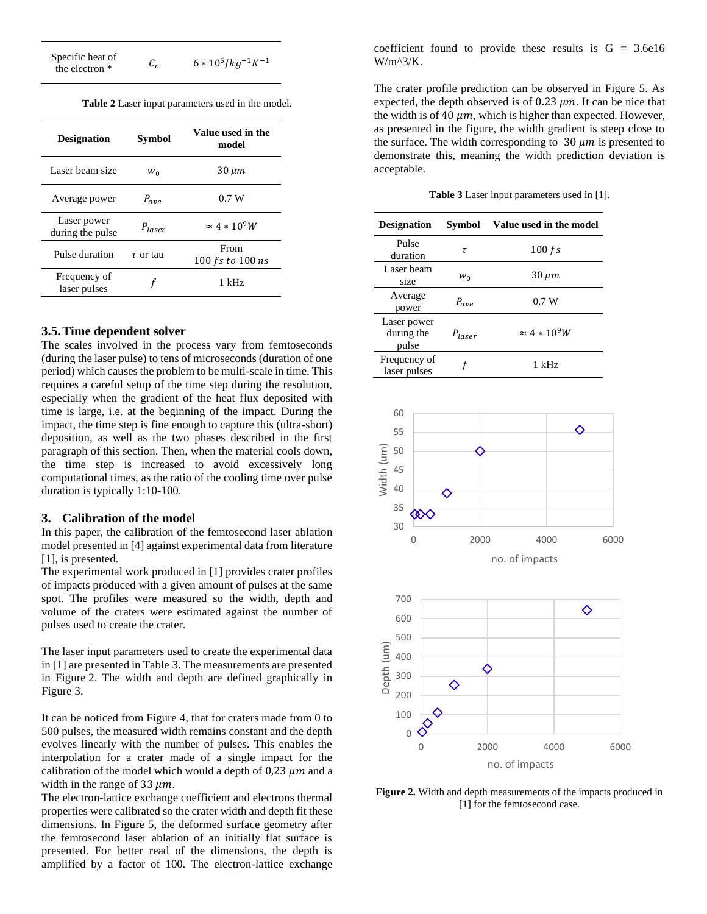| Specific heat of the electron * | $C_e$ | $6 * 10^5 J kg^{-1} K^{-1}$ |
|---|---|---|

**Table 2** Laser input parameters used in the model.

| Designation | Symbol | Value used in the model |
|---|---|---|
| Laser beam size | $w_0$ | $30\ \mu m$ |
| Average power | $P_{ave}$ | 0.7 W |
| Laser power during the pulse | $P_{laser}$ | $\approx 4 * 10^9 W$ |
| Pulse duration | $\tau$ or tau | From $100\ fs$ to $100\ ns$ |
| Frequency of laser pulses | $f$ | 1 kHz |

### 3.5. Time dependent solver

The scales involved in the process vary from femtoseconds (during the laser pulse) to tens of microseconds (duration of one period) which causes the problem to be multi-scale in time. This requires a careful setup of the time step during the resolution, especially when the gradient of the heat flux deposited with time is large, i.e. at the beginning of the impact. During the impact, the time step is fine enough to capture this (ultra-short) deposition, as well as the two phases described in the first paragraph of this section. Then, when the material cools down, the time step is increased to avoid excessively long computational times, as the ratio of the cooling time over pulse duration is typically 1:10-100.

## 3. Calibration of the model

In this paper, the calibration of the femtosecond laser ablation model presented in [4] against experimental data from literature [1], is presented.

The experimental work produced in [1] provides crater profiles of impacts produced with a given amount of pulses at the same spot. The profiles were measured so the width, depth and volume of the craters were estimated against the number of pulses used to create the crater.

The laser input parameters used to create the experimental data in [1] are presented in Table 3. The measurements are presented in Figure 2. The width and depth are defined graphically in Figure 3.

It can be noticed from Figure 4, that for craters made from 0 to 500 pulses, the measured width remains constant and the depth evolves linearly with the number of pulses. This enables the interpolation for a crater made of a single impact for the calibration of the model which would a depth of 0,23 $\mu m$ and a width in the range of 33 $\mu m$.

The electron-lattice exchange coefficient and electrons thermal properties were calibrated so the crater width and depth fit these dimensions. In Figure 5, the deformed surface geometry after the femtosecond laser ablation of an initially flat surface is presented. For better read of the dimensions, the depth is amplified by a factor of 100. The electron-lattice exchange coefficient found to provide these results is G = 3.6e16 W/m^3/K.

The crater profile prediction can be observed in Figure 5. As expected, the depth observed is of 0.23 $\mu m$. It can be nice that the width is of 40 $\mu m$, which is higher than expected. However, as presented in the figure, the width gradient is steep close to the surface. The width corresponding to 30 $\mu m$ is presented to demonstrate this, meaning the width prediction deviation is acceptable.

**Table 3** Laser input parameters used in [1].

| Designation | Symbol | Value used in the model |
|---|---|---|
| Pulse duration | $\tau$ | $100\ fs$ |
| Laser beam size | $w_0$ | $30\ \mu m$ |
| Average power | $P_{ave}$ | 0.7 W |
| Laser power during the pulse | $P_{laser}$ | $\approx 4 * 10^9 W$ |
| Frequency of laser pulses | $f$ | 1 kHz |

**Figure 2.** Width and depth measurements of the impacts produced in [1] for the femtosecond case.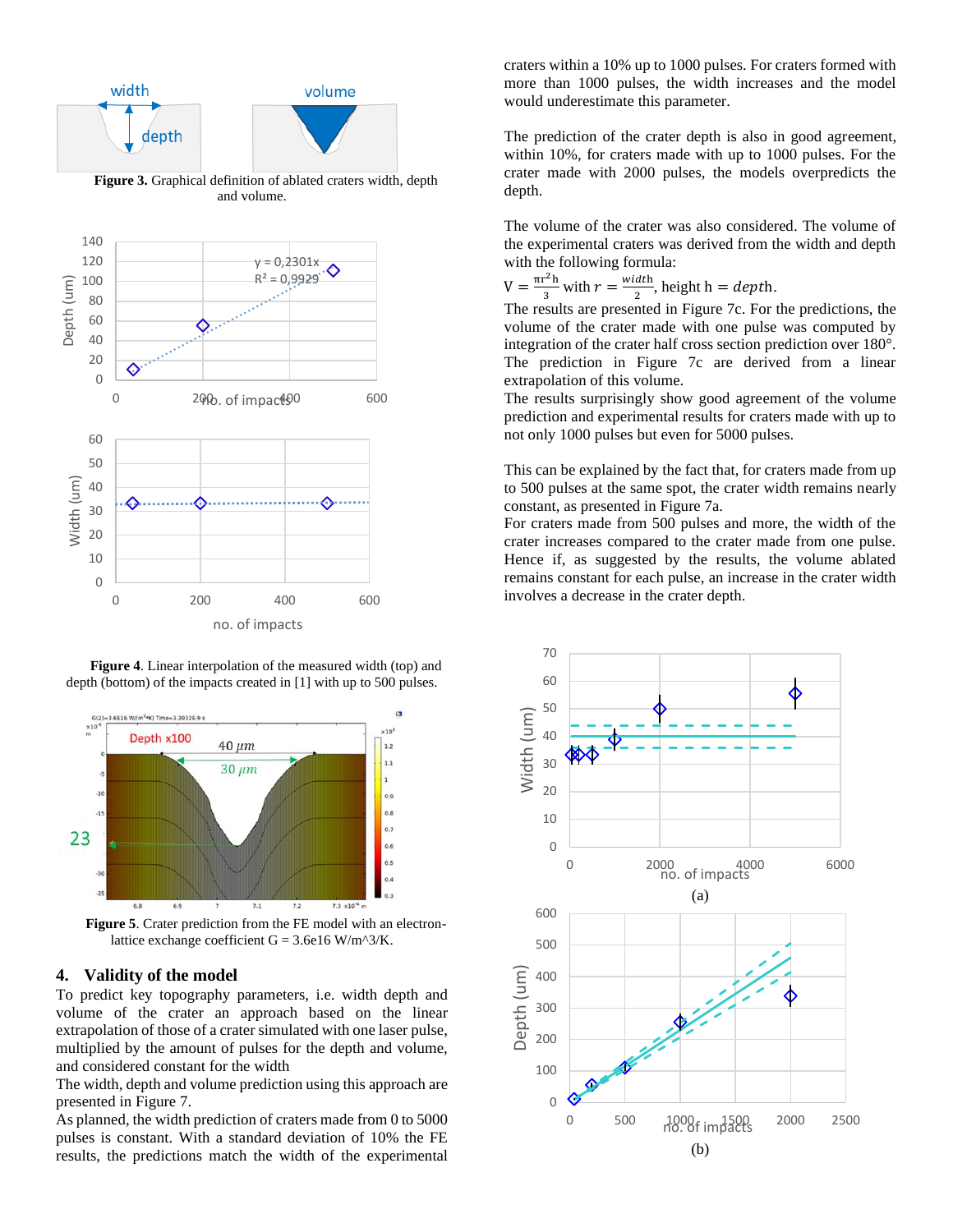**Figure 3.** Graphical definition of ablated craters width, depth and volume.

**Figure 4**. Linear interpolation of the measured width (top) and depth (bottom) of the impacts created in [1] with up to 500 pulses.

**Figure 5**. Crater prediction from the FE model with an electron-lattice exchange coefficient G = 3.6e16 W/m^3/K.

## 4. Validity of the model

To predict key topography parameters, i.e. width depth and volume of the crater an approach based on the linear extrapolation of those of a crater simulated with one laser pulse, multiplied by the amount of pulses for the depth and volume, and considered constant for the width

The width, depth and volume prediction using this approach are presented in Figure 7.

As planned, the width prediction of craters made from 0 to 5000 pulses is constant. With a standard deviation of 10% the FE results, the predictions match the width of the experimental craters within a 10% up to 1000 pulses. For craters formed with more than 1000 pulses, the width increases and the model would underestimate this parameter.

The prediction of the crater depth is also in good agreement, within 10%, for craters made with up to 1000 pulses. For the crater made with 2000 pulses, the models overpredicts the depth.

The volume of the crater was also considered. The volume of the experimental craters was derived from the width and depth with the following formula:

$V = \frac{\pi r^2 h}{3}$ with $r = \frac{width}{2}$, height $h = depth$.

The results are presented in Figure 7c. For the predictions, the volume of the crater made with one pulse was computed by integration of the crater half cross section prediction over 180°. The prediction in Figure 7c are derived from a linear extrapolation of this volume.

The results surprisingly show good agreement of the volume prediction and experimental results for craters made with up to not only 1000 pulses but even for 5000 pulses.

This can be explained by the fact that, for craters made from up to 500 pulses at the same spot, the crater width remains nearly constant, as presented in Figure 7a.

For craters made from 500 pulses and more, the width of the crater increases compared to the crater made from one pulse. Hence if, as suggested by the results, the volume ablated remains constant for each pulse, an increase in the crater width involves a decrease in the crater depth.

(a)

(b)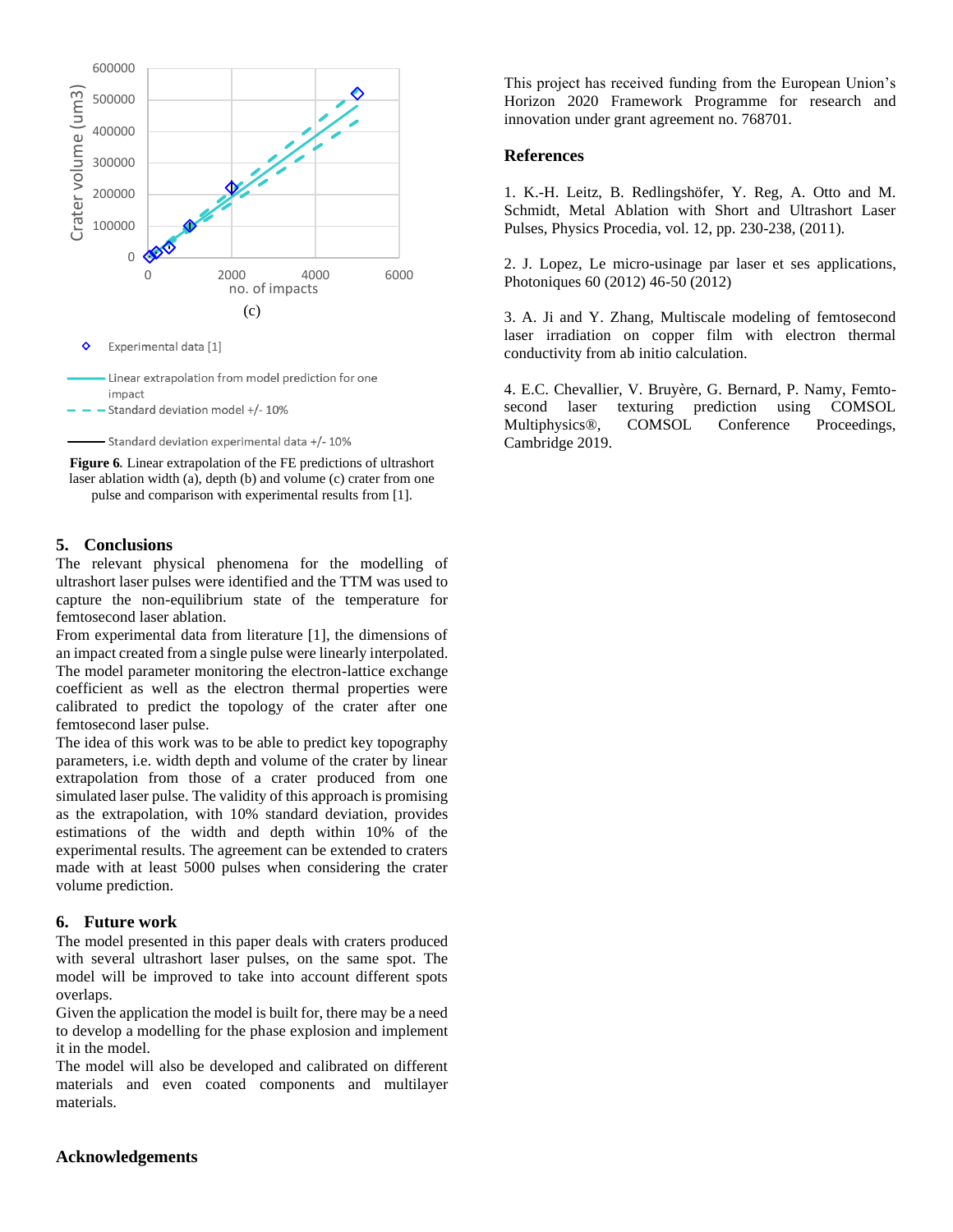600000
500000
400000
300000
200000
100000
0
Crater volume (um3)
0
2000
4000
6000
no. of impacts
(c)

Experimental data [1]

Linear extrapolation from model prediction for one impact

Standard deviation model +/- 10%

Standard deviation experimental data +/- 10%

**Figure 6**. Linear extrapolation of the FE predictions of ultrashort laser ablation width (a), depth (b) and volume (c) crater from one pulse and comparison with experimental results from [1].

## 5. Conclusions

The relevant physical phenomena for the modelling of ultrashort laser pulses were identified and the TTM was used to capture the non-equilibrium state of the temperature for femtosecond laser ablation.

From experimental data from literature [1], the dimensions of an impact created from a single pulse were linearly interpolated. The model parameter monitoring the electron-lattice exchange coefficient as well as the electron thermal properties were calibrated to predict the topology of the crater after one femtosecond laser pulse.

The idea of this work was to be able to predict key topography parameters, i.e. width depth and volume of the crater by linear extrapolation from those of a crater produced from one simulated laser pulse. The validity of this approach is promising as the extrapolation, with 10% standard deviation, provides estimations of the width and depth within 10% of the experimental results. The agreement can be extended to craters made with at least 5000 pulses when considering the crater volume prediction.

## 6. Future work

The model presented in this paper deals with craters produced with several ultrashort laser pulses, on the same spot. The model will be improved to take into account different spots overlaps.

Given the application the model is built for, there may be a need to develop a modelling for the phase explosion and implement it in the model.

The model will also be developed and calibrated on different materials and even coated components and multilayer materials.

## Acknowledgements

This project has received funding from the European Union's Horizon 2020 Framework Programme for research and innovation under grant agreement no. 768701.

## References

1. K.-H. Leitz, B. Redlingshöfer, Y. Reg, A. Otto and M. Schmidt, Metal Ablation with Short and Ultrashort Laser Pulses, Physics Procedia, vol. 12, pp. 230-238, (2011).

2. J. Lopez, Le micro-usinage par laser et ses applications, Photoniques 60 (2012) 46-50 (2012)

3. A. Ji and Y. Zhang, Multiscale modeling of femtosecond laser irradiation on copper film with electron thermal conductivity from ab initio calculation.

4. E.C. Chevallier, V. Bruyère, G. Bernard, P. Namy, Femto-second laser texturing prediction using COMSOL Multiphysics®, COMSOL Conference Proceedings, Cambridge 2019.